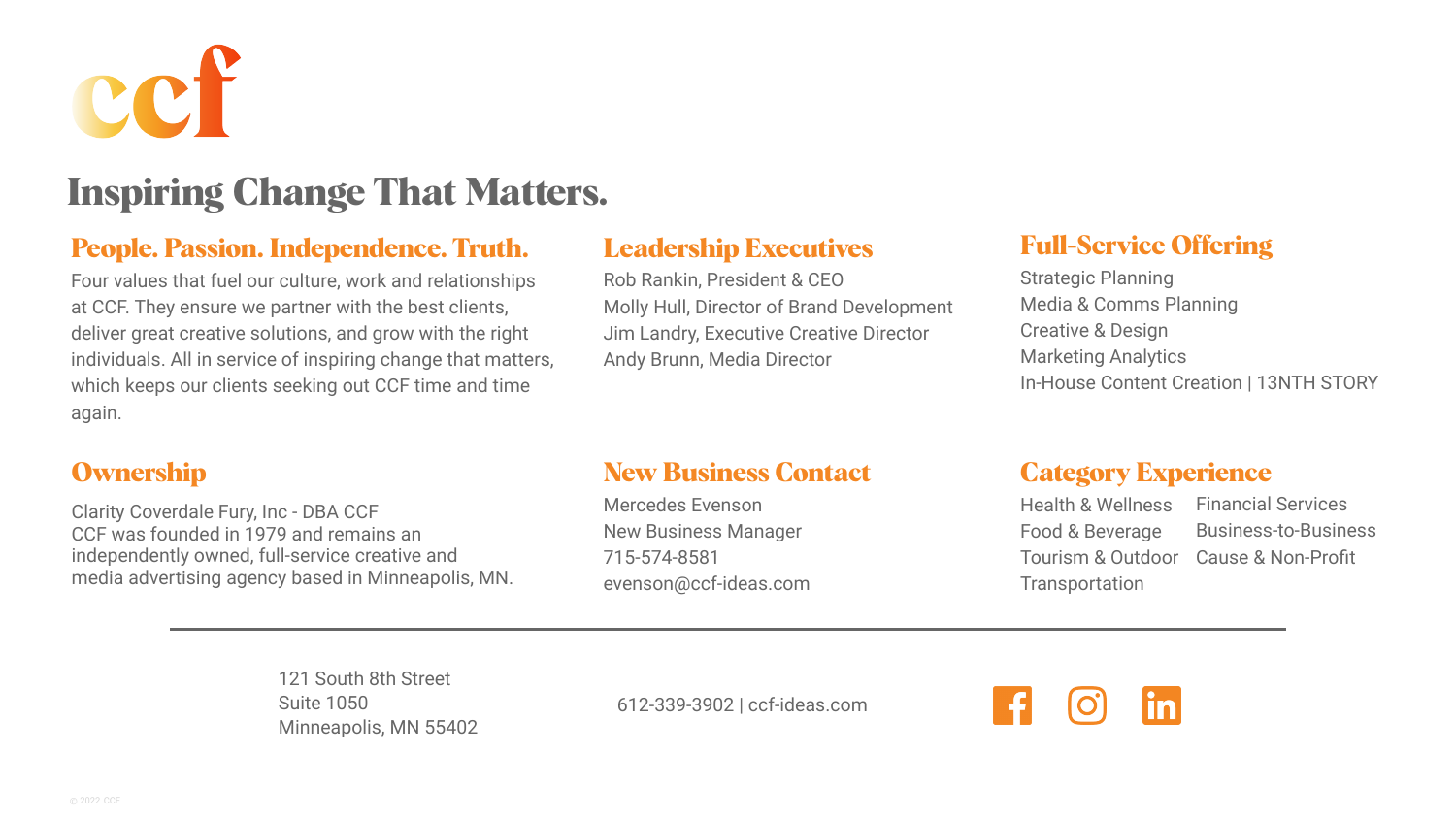ccf

# Inspiring Change That Matters.

## People. Passion. Independence. Truth.

Four values that fuel our culture, work and relationships at CCF. They ensure we partner with the best clients, deliver great creative solutions, and grow with the right individuals. All in service of inspiring change that matters, which keeps our clients seeking out CCF time and time again.

## Leadership Executives

Rob Rankin, President & CEO
Molly Hull, Director of Brand Development
Jim Landry, Executive Creative Director
Andy Brunn, Media Director

## Full-Service Offering

Strategic Planning
Media & Comms Planning
Creative & Design
Marketing Analytics
In-House Content Creation | 13NTH STORY

## Ownership

Clarity Coverdale Fury, Inc - DBA CCF
CCF was founded in 1979 and remains an independently owned, full-service creative and media advertising agency based in Minneapolis, MN.

## New Business Contact

Mercedes Evenson
New Business Manager
715-574-8581
evenson@ccf-ideas.com

## Category Experience

- Health & Wellness
- Food & Beverage
- Tourism & Outdoor
- Transportation
- Financial Services
- Business-to-Business
- Cause & Non-Profit

---

121 South 8th Street
Suite 1050
Minneapolis, MN 55402

612-339-3902 | ccf-ideas.com

© 2022 CCF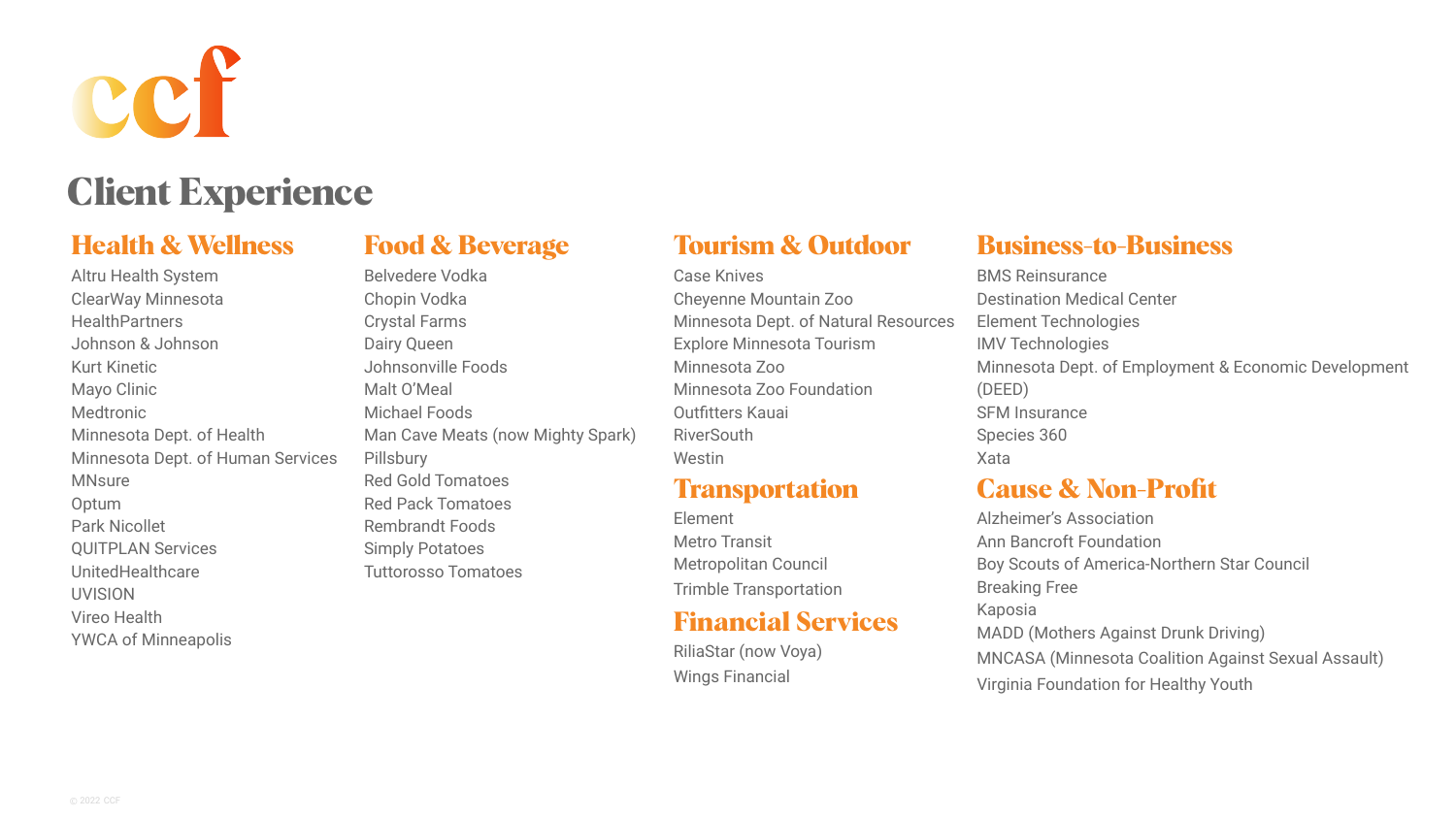ccf

# Client Experience

## Health & Wellness

Altru Health System
ClearWay Minnesota
HealthPartners
Johnson & Johnson
Kurt Kinetic
Mayo Clinic
Medtronic
Minnesota Dept. of Health
Minnesota Dept. of Human Services
MNsure
Optum
Park Nicollet
QUITPLAN Services
UnitedHealthcare
UVISION
Vireo Health
YWCA of Minneapolis

## Food & Beverage

Belvedere Vodka
Chopin Vodka
Crystal Farms
Dairy Queen
Johnsonville Foods
Malt O'Meal
Michael Foods
Man Cave Meats (now Mighty Spark)
Pillsbury
Red Gold Tomatoes
Red Pack Tomatoes
Rembrandt Foods
Simply Potatoes
Tuttorosso Tomatoes

## Tourism & Outdoor

Case Knives
Cheyenne Mountain Zoo
Minnesota Dept. of Natural Resources
Explore Minnesota Tourism
Minnesota Zoo
Minnesota Zoo Foundation
Outfitters Kauai
RiverSouth
Westin

## Transportation

Element
Metro Transit
Metropolitan Council
Trimble Transportation

## Financial Services

RiliaStar (now Voya)
Wings Financial

## Business-to-Business

BMS Reinsurance
Destination Medical Center
Element Technologies
IMV Technologies
Minnesota Dept. of Employment & Economic Development (DEED)
SFM Insurance
Species 360
Xata

## Cause & Non-Profit

Alzheimer's Association
Ann Bancroft Foundation
Boy Scouts of America-Northern Star Council
Breaking Free
Kaposia
MADD (Mothers Against Drunk Driving)
MNCASA (Minnesota Coalition Against Sexual Assault)
Virginia Foundation for Healthy Youth

© 2022 CCF